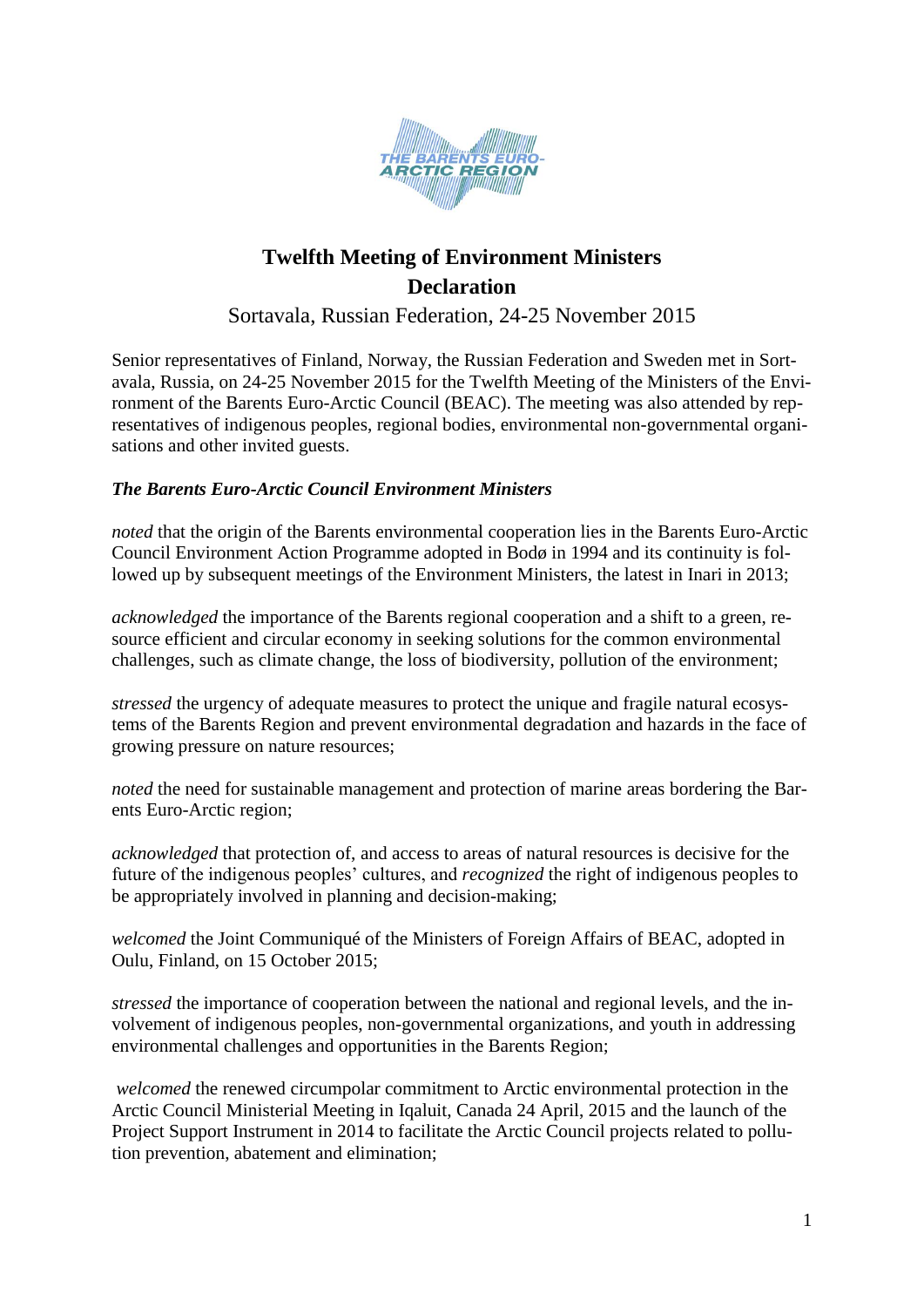# Twelfth Meeting of Environment Ministers
# Declaration

Sortavala, Russian Federation, 24-25 November 2015

Senior representatives of Finland, Norway, the Russian Federation and Sweden met in Sortavala, Russia, on 24-25 November 2015 for the Twelfth Meeting of the Ministers of the Environment of the Barents Euro-Arctic Council (BEAC). The meeting was also attended by representatives of indigenous peoples, regional bodies, environmental non-governmental organisations and other invited guests.

***The Barents Euro-Arctic Council Environment Ministers***

*noted* that the origin of the Barents environmental cooperation lies in the Barents Euro-Arctic Council Environment Action Programme adopted in Bodø in 1994 and its continuity is followed up by subsequent meetings of the Environment Ministers, the latest in Inari in 2013;

*acknowledged* the importance of the Barents regional cooperation and a shift to a green, resource efficient and circular economy in seeking solutions for the common environmental challenges, such as climate change, the loss of biodiversity, pollution of the environment;

*stressed* the urgency of adequate measures to protect the unique and fragile natural ecosystems of the Barents Region and prevent environmental degradation and hazards in the face of growing pressure on nature resources;

*noted* the need for sustainable management and protection of marine areas bordering the Barents Euro-Arctic region;

*acknowledged* that protection of, and access to areas of natural resources is decisive for the future of the indigenous peoples' cultures, and *recognized* the right of indigenous peoples to be appropriately involved in planning and decision-making;

*welcomed* the Joint Communiqué of the Ministers of Foreign Affairs of BEAC, adopted in Oulu, Finland, on 15 October 2015;

*stressed* the importance of cooperation between the national and regional levels, and the involvement of indigenous peoples, non-governmental organizations, and youth in addressing environmental challenges and opportunities in the Barents Region;

*welcomed* the renewed circumpolar commitment to Arctic environmental protection in the Arctic Council Ministerial Meeting in Iqaluit, Canada 24 April, 2015 and the launch of the Project Support Instrument in 2014 to facilitate the Arctic Council projects related to pollution prevention, abatement and elimination;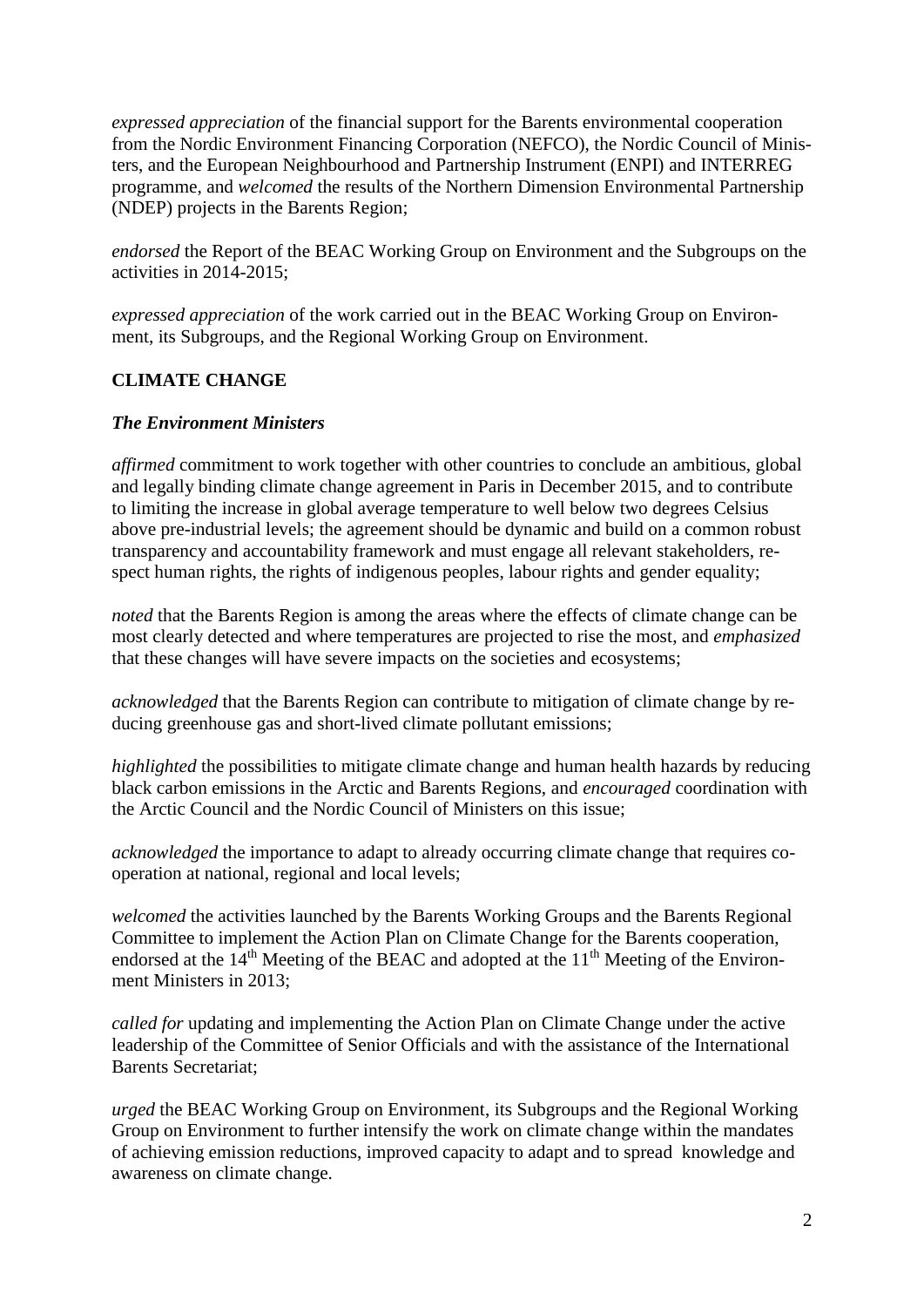*expressed appreciation* of the financial support for the Barents environmental cooperation from the Nordic Environment Financing Corporation (NEFCO), the Nordic Council of Ministers, and the European Neighbourhood and Partnership Instrument (ENPI) and INTERREG programme, and *welcomed* the results of the Northern Dimension Environmental Partnership (NDEP) projects in the Barents Region;

*endorsed* the Report of the BEAC Working Group on Environment and the Subgroups on the activities in 2014-2015;

*expressed appreciation* of the work carried out in the BEAC Working Group on Environment, its Subgroups, and the Regional Working Group on Environment.

**CLIMATE CHANGE**

***The Environment Ministers***

*affirmed* commitment to work together with other countries to conclude an ambitious, global and legally binding climate change agreement in Paris in December 2015, and to contribute to limiting the increase in global average temperature to well below two degrees Celsius above pre-industrial levels; the agreement should be dynamic and build on a common robust transparency and accountability framework and must engage all relevant stakeholders, respect human rights, the rights of indigenous peoples, labour rights and gender equality;

*noted* that the Barents Region is among the areas where the effects of climate change can be most clearly detected and where temperatures are projected to rise the most, and *emphasized* that these changes will have severe impacts on the societies and ecosystems;

*acknowledged* that the Barents Region can contribute to mitigation of climate change by reducing greenhouse gas and short-lived climate pollutant emissions;

*highlighted* the possibilities to mitigate climate change and human health hazards by reducing black carbon emissions in the Arctic and Barents Regions, and *encouraged* coordination with the Arctic Council and the Nordic Council of Ministers on this issue;

*acknowledged* the importance to adapt to already occurring climate change that requires cooperation at national, regional and local levels;

*welcomed* the activities launched by the Barents Working Groups and the Barents Regional Committee to implement the Action Plan on Climate Change for the Barents cooperation, endorsed at the 14th Meeting of the BEAC and adopted at the 11th Meeting of the Environment Ministers in 2013;

*called for* updating and implementing the Action Plan on Climate Change under the active leadership of the Committee of Senior Officials and with the assistance of the International Barents Secretariat;

*urged* the BEAC Working Group on Environment, its Subgroups and the Regional Working Group on Environment to further intensify the work on climate change within the mandates of achieving emission reductions, improved capacity to adapt and to spread knowledge and awareness on climate change.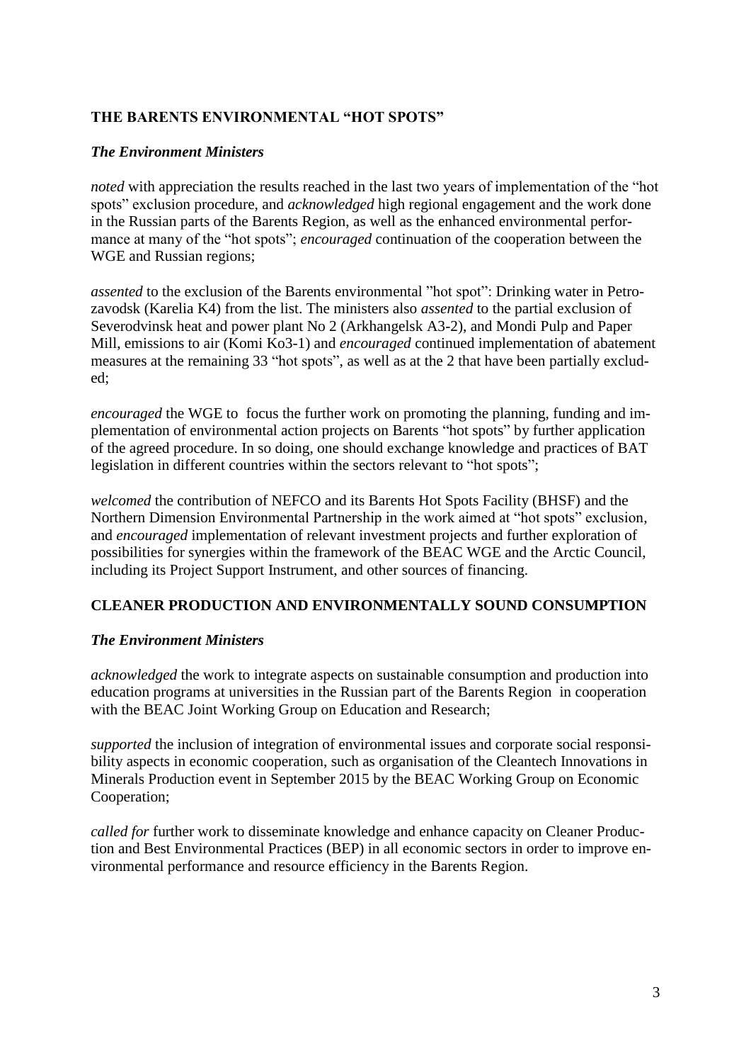## THE BARENTS ENVIRONMENTAL "HOT SPOTS"

***The Environment Ministers***

*noted* with appreciation the results reached in the last two years of implementation of the "hot spots" exclusion procedure, and *acknowledged* high regional engagement and the work done in the Russian parts of the Barents Region, as well as the enhanced environmental performance at many of the "hot spots"; *encouraged* continuation of the cooperation between the WGE and Russian regions;

*assented* to the exclusion of the Barents environmental "hot spot": Drinking water in Petrozavodsk (Karelia K4) from the list. The ministers also *assented* to the partial exclusion of Severodvinsk heat and power plant No 2 (Arkhangelsk A3-2), and Mondi Pulp and Paper Mill, emissions to air (Komi Ko3-1) and *encouraged* continued implementation of abatement measures at the remaining 33 "hot spots", as well as at the 2 that have been partially excluded;

*encouraged* the WGE to focus the further work on promoting the planning, funding and implementation of environmental action projects on Barents "hot spots" by further application of the agreed procedure. In so doing, one should exchange knowledge and practices of BAT legislation in different countries within the sectors relevant to "hot spots";

*welcomed* the contribution of NEFCO and its Barents Hot Spots Facility (BHSF) and the Northern Dimension Environmental Partnership in the work aimed at "hot spots" exclusion, and *encouraged* implementation of relevant investment projects and further exploration of possibilities for synergies within the framework of the BEAC WGE and the Arctic Council, including its Project Support Instrument, and other sources of financing.

## CLEANER PRODUCTION AND ENVIRONMENTALLY SOUND CONSUMPTION

***The Environment Ministers***

*acknowledged* the work to integrate aspects on sustainable consumption and production into education programs at universities in the Russian part of the Barents Region in cooperation with the BEAC Joint Working Group on Education and Research;

*supported* the inclusion of integration of environmental issues and corporate social responsibility aspects in economic cooperation, such as organisation of the Cleantech Innovations in Minerals Production event in September 2015 by the BEAC Working Group on Economic Cooperation;

*called for* further work to disseminate knowledge and enhance capacity on Cleaner Production and Best Environmental Practices (BEP) in all economic sectors in order to improve environmental performance and resource efficiency in the Barents Region.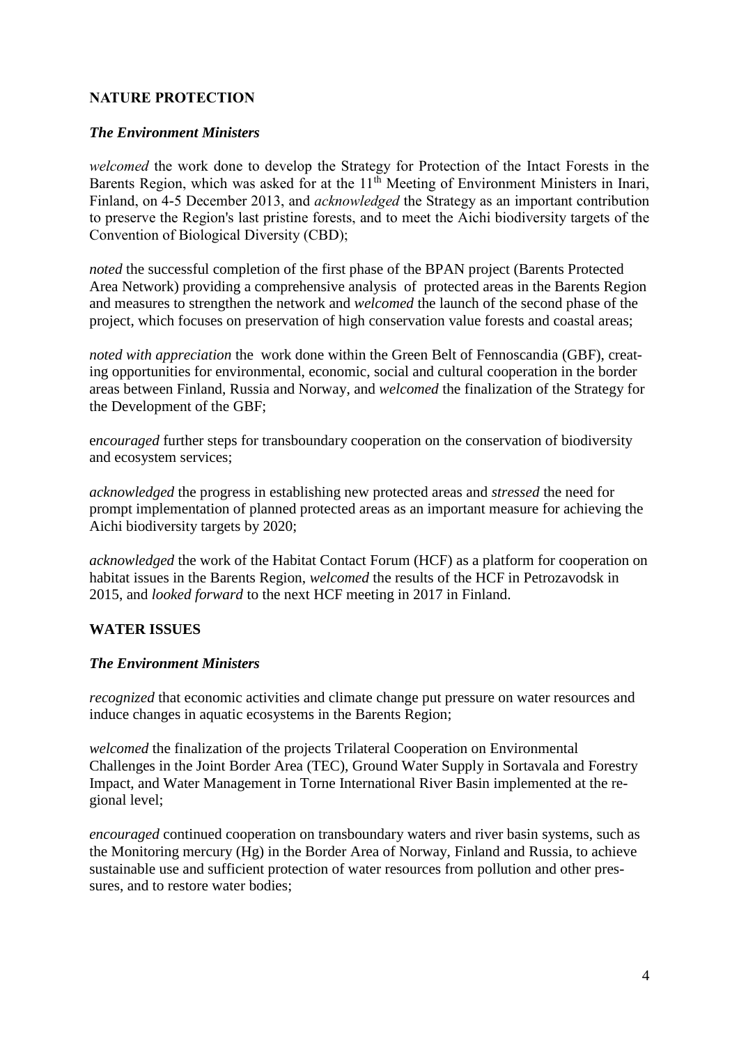## NATURE PROTECTION

***The Environment Ministers***

*welcomed* the work done to develop the Strategy for Protection of the Intact Forests in the Barents Region, which was asked for at the 11th Meeting of Environment Ministers in Inari, Finland, on 4-5 December 2013, and *acknowledged* the Strategy as an important contribution to preserve the Region's last pristine forests, and to meet the Aichi biodiversity targets of the Convention of Biological Diversity (CBD);

*noted* the successful completion of the first phase of the BPAN project (Barents Protected Area Network) providing a comprehensive analysis of protected areas in the Barents Region and measures to strengthen the network and *welcomed* the launch of the second phase of the project, which focuses on preservation of high conservation value forests and coastal areas;

*noted with appreciation* the work done within the Green Belt of Fennoscandia (GBF), creating opportunities for environmental, economic, social and cultural cooperation in the border areas between Finland, Russia and Norway, and *welcomed* the finalization of the Strategy for the Development of the GBF;

e*ncouraged* further steps for transboundary cooperation on the conservation of biodiversity and ecosystem services;

*acknowledged* the progress in establishing new protected areas and *stressed* the need for prompt implementation of planned protected areas as an important measure for achieving the Aichi biodiversity targets by 2020;

*acknowledged* the work of the Habitat Contact Forum (HCF) as a platform for cooperation on habitat issues in the Barents Region, *welcomed* the results of the HCF in Petrozavodsk in 2015, and *looked forward* to the next HCF meeting in 2017 in Finland.

## WATER ISSUES

***The Environment Ministers***

*recognized* that economic activities and climate change put pressure on water resources and induce changes in aquatic ecosystems in the Barents Region;

*welcomed* the finalization of the projects Trilateral Cooperation on Environmental Challenges in the Joint Border Area (TEC), Ground Water Supply in Sortavala and Forestry Impact, and Water Management in Torne International River Basin implemented at the regional level;

*encouraged* continued cooperation on transboundary waters and river basin systems, such as the Monitoring mercury (Hg) in the Border Area of Norway, Finland and Russia, to achieve sustainable use and sufficient protection of water resources from pollution and other pressures, and to restore water bodies;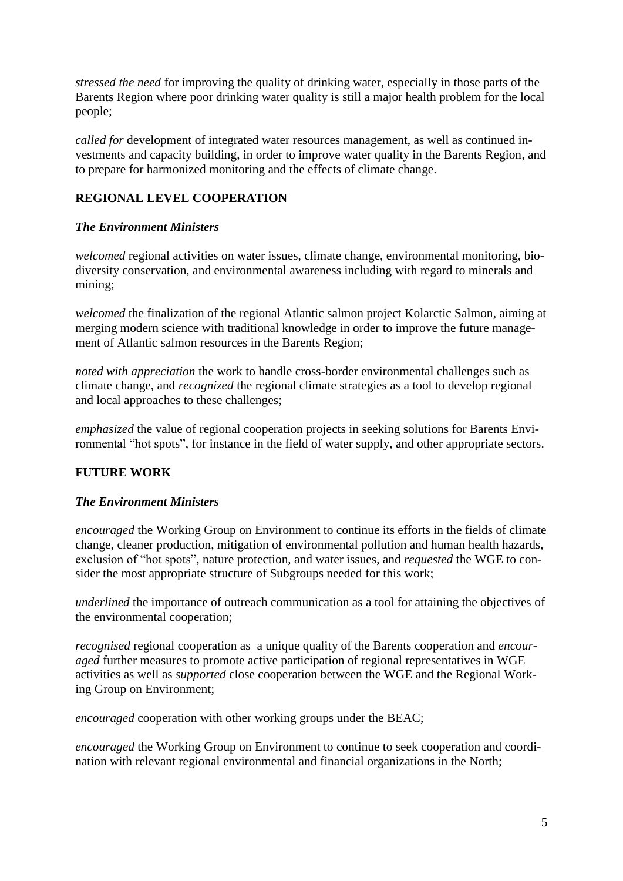*stressed the need* for improving the quality of drinking water, especially in those parts of the Barents Region where poor drinking water quality is still a major health problem for the local people;

*called for* development of integrated water resources management, as well as continued investments and capacity building, in order to improve water quality in the Barents Region, and to prepare for harmonized monitoring and the effects of climate change.

## REGIONAL LEVEL COOPERATION

### *The Environment Ministers*

*welcomed* regional activities on water issues, climate change, environmental monitoring, biodiversity conservation, and environmental awareness including with regard to minerals and mining;

*welcomed* the finalization of the regional Atlantic salmon project Kolarctic Salmon, aiming at merging modern science with traditional knowledge in order to improve the future management of Atlantic salmon resources in the Barents Region;

*noted with appreciation* the work to handle cross-border environmental challenges such as climate change, and *recognized* the regional climate strategies as a tool to develop regional and local approaches to these challenges;

*emphasized* the value of regional cooperation projects in seeking solutions for Barents Environmental "hot spots", for instance in the field of water supply, and other appropriate sectors.

## FUTURE WORK

### *The Environment Ministers*

*encouraged* the Working Group on Environment to continue its efforts in the fields of climate change, cleaner production, mitigation of environmental pollution and human health hazards, exclusion of "hot spots", nature protection, and water issues, and *requested* the WGE to consider the most appropriate structure of Subgroups needed for this work;

*underlined* the importance of outreach communication as a tool for attaining the objectives of the environmental cooperation;

*recognised* regional cooperation as a unique quality of the Barents cooperation and *encouraged* further measures to promote active participation of regional representatives in WGE activities as well as *supported* close cooperation between the WGE and the Regional Working Group on Environment;

*encouraged* cooperation with other working groups under the BEAC;

*encouraged* the Working Group on Environment to continue to seek cooperation and coordination with relevant regional environmental and financial organizations in the North;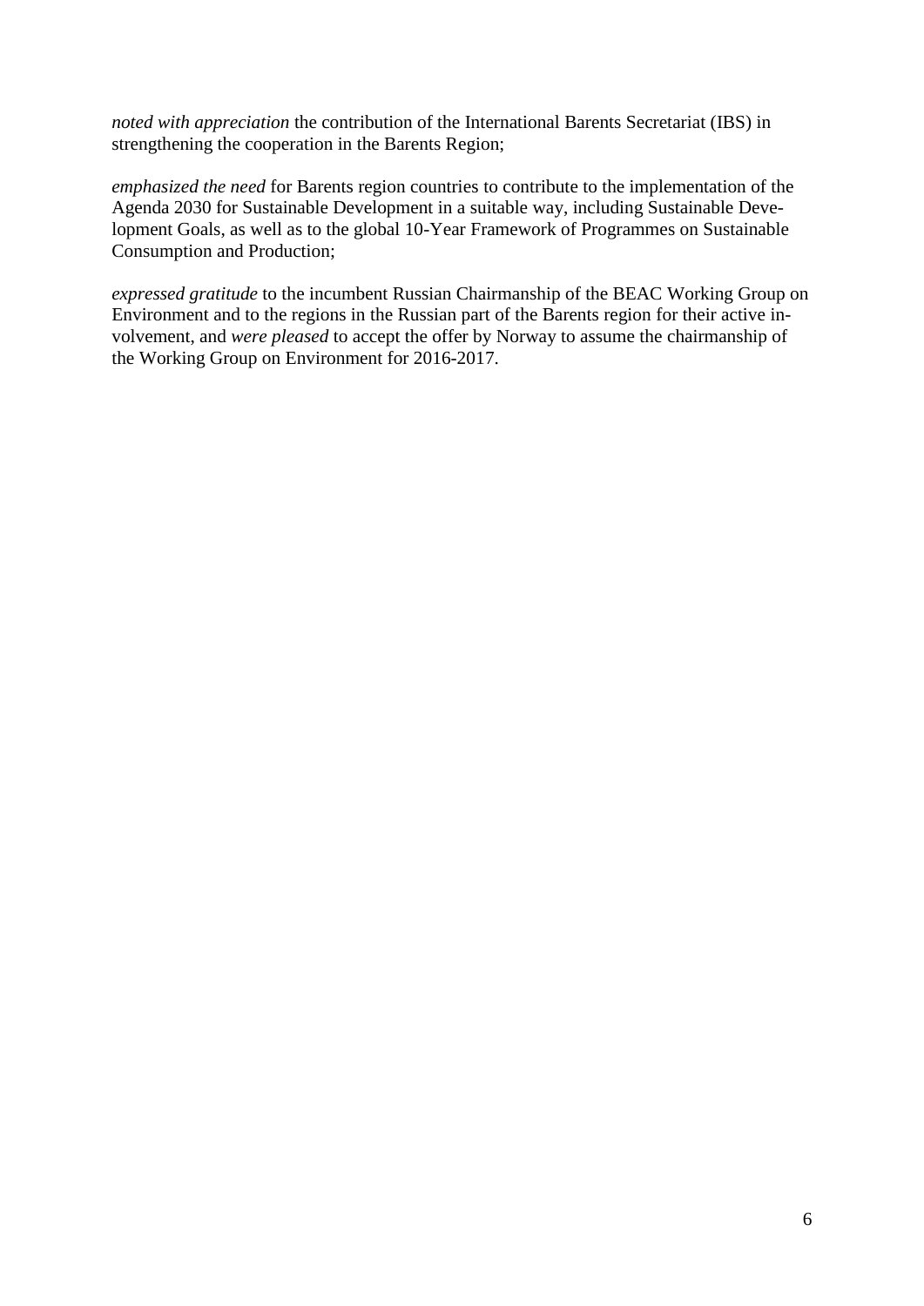*noted with appreciation* the contribution of the International Barents Secretariat (IBS) in strengthening the cooperation in the Barents Region;

*emphasized the need* for Barents region countries to contribute to the implementation of the Agenda 2030 for Sustainable Development in a suitable way, including Sustainable Development Goals, as well as to the global 10-Year Framework of Programmes on Sustainable Consumption and Production;

*expressed gratitude* to the incumbent Russian Chairmanship of the BEAC Working Group on Environment and to the regions in the Russian part of the Barents region for their active involvement, and *were pleased* to accept the offer by Norway to assume the chairmanship of the Working Group on Environment for 2016-2017.